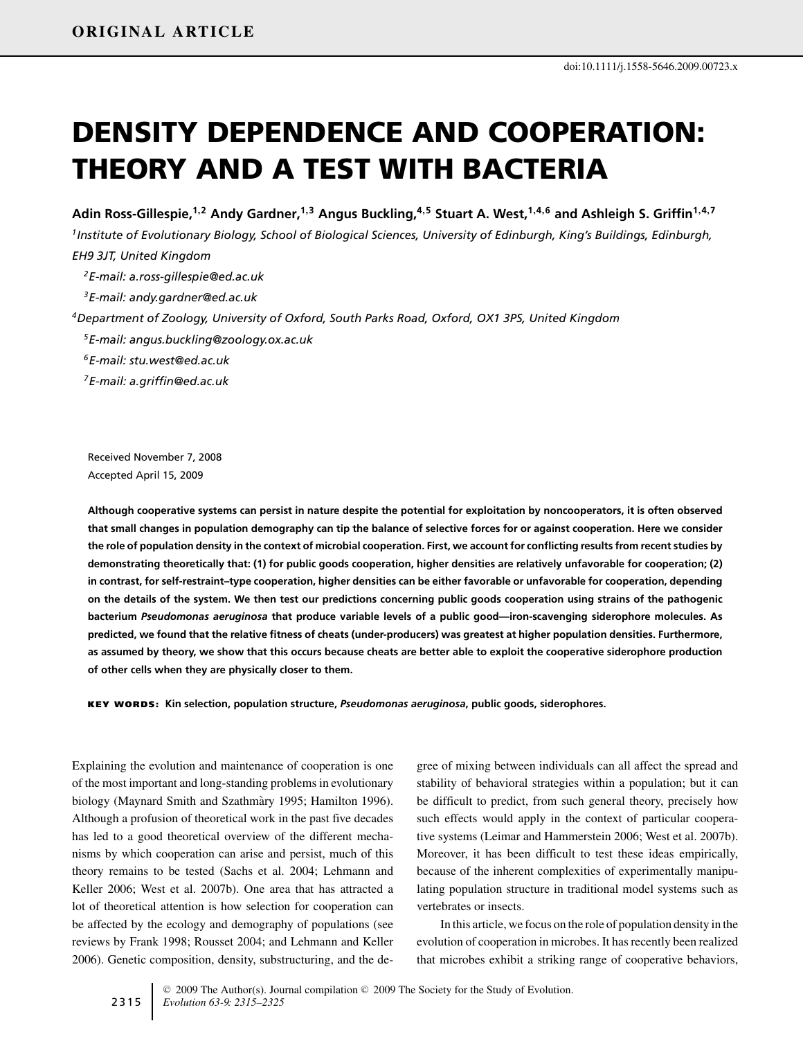ORIGINAL ARTICLE

doi:10.1111/j.1558-5646.2009.00723.x

# DENSITY DEPENDENCE AND COOPERATION: THEORY AND A TEST WITH BACTERIA

**Adin Ross-Gillespie,[1,2] Andy Gardner,[1,3] Angus Buckling,[4,5] Stuart A. West,[1,4,6] and Ashleigh S. Griffin[1,4,7]**

[1]*Institute of Evolutionary Biology, School of Biological Sciences, University of Edinburgh, King's Buildings, Edinburgh, EH9 3JT, United Kingdom*

[2]*E-mail: a.ross-gillespie@ed.ac.uk*

[3]*E-mail: andy.gardner@ed.ac.uk*

[4]*Department of Zoology, University of Oxford, South Parks Road, Oxford, OX1 3PS, United Kingdom*

[5]*E-mail: angus.buckling@zoology.ox.ac.uk*

[6]*E-mail: stu.west@ed.ac.uk*

[7]*E-mail: a.griffin@ed.ac.uk*

Received November 7, 2008
Accepted April 15, 2009

**Although cooperative systems can persist in nature despite the potential for exploitation by noncooperators, it is often observed that small changes in population demography can tip the balance of selective forces for or against cooperation. Here we consider the role of population density in the context of microbial cooperation. First, we account for conflicting results from recent studies by demonstrating theoretically that: (1) for public goods cooperation, higher densities are relatively unfavorable for cooperation; (2) in contrast, for self-restraint–type cooperation, higher densities can be either favorable or unfavorable for cooperation, depending on the details of the system. We then test our predictions concerning public goods cooperation using strains of the pathogenic bacterium *Pseudomonas aeruginosa* that produce variable levels of a public good—iron-scavenging siderophore molecules. As predicted, we found that the relative fitness of cheats (under-producers) was greatest at higher population densities. Furthermore, as assumed by theory, we show that this occurs because cheats are better able to exploit the cooperative siderophore production of other cells when they are physically closer to them.**

**KEY WORDS:** Kin selection, population structure, *Pseudomonas aeruginosa*, public goods, siderophores.

Explaining the evolution and maintenance of cooperation is one of the most important and long-standing problems in evolutionary biology (Maynard Smith and Szathmàry 1995; Hamilton 1996). Although a profusion of theoretical work in the past five decades has led to a good theoretical overview of the different mechanisms by which cooperation can arise and persist, much of this theory remains to be tested (Sachs et al. 2004; Lehmann and Keller 2006; West et al. 2007b). One area that has attracted a lot of theoretical attention is how selection for cooperation can be affected by the ecology and demography of populations (see reviews by Frank 1998; Rousset 2004; and Lehmann and Keller 2006). Genetic composition, density, substructuring, and the degree of mixing between individuals can all affect the spread and stability of behavioral strategies within a population; but it can be difficult to predict, from such general theory, precisely how such effects would apply in the context of particular cooperative systems (Leimar and Hammerstein 2006; West et al. 2007b). Moreover, it has been difficult to test these ideas empirically, because of the inherent complexities of experimentally manipulating population structure in traditional model systems such as vertebrates or insects.

In this article, we focus on the role of population density in the evolution of cooperation in microbes. It has recently been realized that microbes exhibit a striking range of cooperative behaviors,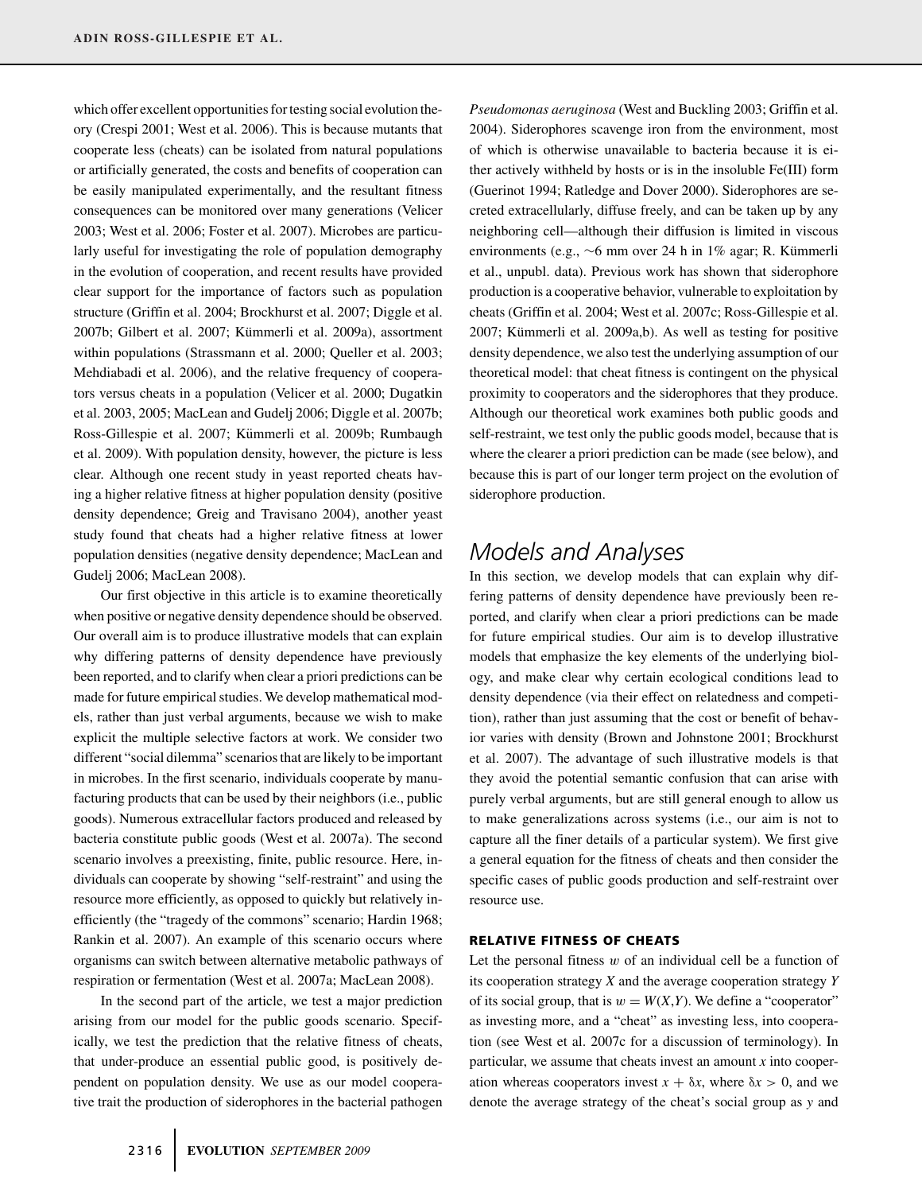which offer excellent opportunities for testing social evolution theory (Crespi 2001; West et al. 2006). This is because mutants that cooperate less (cheats) can be isolated from natural populations or artificially generated, the costs and benefits of cooperation can be easily manipulated experimentally, and the resultant fitness consequences can be monitored over many generations (Velicer 2003; West et al. 2006; Foster et al. 2007). Microbes are particularly useful for investigating the role of population demography in the evolution of cooperation, and recent results have provided clear support for the importance of factors such as population structure (Griffin et al. 2004; Brockhurst et al. 2007; Diggle et al. 2007b; Gilbert et al. 2007; Kümmerli et al. 2009a), assortment within populations (Strassmann et al. 2000; Queller et al. 2003; Mehdiabadi et al. 2006), and the relative frequency of cooperators versus cheats in a population (Velicer et al. 2000; Dugatkin et al. 2003, 2005; MacLean and Gudelj 2006; Diggle et al. 2007b; Ross-Gillespie et al. 2007; Kümmerli et al. 2009b; Rumbaugh et al. 2009). With population density, however, the picture is less clear. Although one recent study in yeast reported cheats having a higher relative fitness at higher population density (positive density dependence; Greig and Travisano 2004), another yeast study found that cheats had a higher relative fitness at lower population densities (negative density dependence; MacLean and Gudelj 2006; MacLean 2008).

Our first objective in this article is to examine theoretically when positive or negative density dependence should be observed. Our overall aim is to produce illustrative models that can explain why differing patterns of density dependence have previously been reported, and to clarify when clear a priori predictions can be made for future empirical studies. We develop mathematical models, rather than just verbal arguments, because we wish to make explicit the multiple selective factors at work. We consider two different "social dilemma" scenarios that are likely to be important in microbes. In the first scenario, individuals cooperate by manufacturing products that can be used by their neighbors (i.e., public goods). Numerous extracellular factors produced and released by bacteria constitute public goods (West et al. 2007a). The second scenario involves a preexisting, finite, public resource. Here, individuals can cooperate by showing "self-restraint" and using the resource more efficiently, as opposed to quickly but relatively inefficiently (the "tragedy of the commons" scenario; Hardin 1968; Rankin et al. 2007). An example of this scenario occurs where organisms can switch between alternative metabolic pathways of respiration or fermentation (West et al. 2007a; MacLean 2008).

In the second part of the article, we test a major prediction arising from our model for the public goods scenario. Specifically, we test the prediction that the relative fitness of cheats, that under-produce an essential public good, is positively dependent on population density. We use as our model cooperative trait the production of siderophores in the bacterial pathogen *Pseudomonas aeruginosa* (West and Buckling 2003; Griffin et al. 2004). Siderophores scavenge iron from the environment, most of which is otherwise unavailable to bacteria because it is either actively withheld by hosts or is in the insoluble Fe(III) form (Guerinot 1994; Ratledge and Dover 2000). Siderophores are secreted extracellularly, diffuse freely, and can be taken up by any neighboring cell—although their diffusion is limited in viscous environments (e.g., ~6 mm over 24 h in 1% agar; R. Kümmerli et al., unpubl. data). Previous work has shown that siderophore production is a cooperative behavior, vulnerable to exploitation by cheats (Griffin et al. 2004; West et al. 2007c; Ross-Gillespie et al. 2007; Kümmerli et al. 2009a,b). As well as testing for positive density dependence, we also test the underlying assumption of our theoretical model: that cheat fitness is contingent on the physical proximity to cooperators and the siderophores that they produce. Although our theoretical work examines both public goods and self-restraint, we test only the public goods model, because that is where the clearer a priori prediction can be made (see below), and because this is part of our longer term project on the evolution of siderophore production.

# Models and Analyses

In this section, we develop models that can explain why differing patterns of density dependence have previously been reported, and clarify when clear a priori predictions can be made for future empirical studies. Our aim is to develop illustrative models that emphasize the key elements of the underlying biology, and make clear why certain ecological conditions lead to density dependence (via their effect on relatedness and competition), rather than just assuming that the cost or benefit of behavior varies with density (Brown and Johnstone 2001; Brockhurst et al. 2007). The advantage of such illustrative models is that they avoid the potential semantic confusion that can arise with purely verbal arguments, but are still general enough to allow us to make generalizations across systems (i.e., our aim is not to capture all the finer details of a particular system). We first give a general equation for the fitness of cheats and then consider the specific cases of public goods production and self-restraint over resource use.

### RELATIVE FITNESS OF CHEATS

Let the personal fitness $w$ of an individual cell be a function of its cooperation strategy $X$ and the average cooperation strategy $Y$ of its social group, that is $w = W(X,Y)$. We define a "cooperator" as investing more, and a "cheat" as investing less, into cooperation (see West et al. 2007c for a discussion of terminology). In particular, we assume that cheats invest an amount $x$ into cooperation whereas cooperators invest $x + \delta x$, where $\delta x > 0$, and we denote the average strategy of the cheat's social group as $y$ and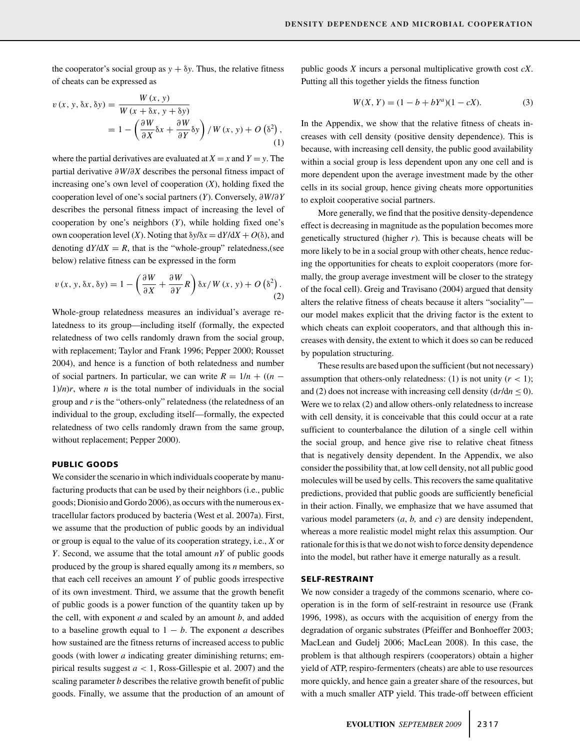the cooperator's social group as $y + \delta y$. Thus, the relative fitness of cheats can be expressed as

$$v(x, y, \delta x, \delta y) = \frac{W(x, y)}{W(x + \delta x, y + \delta y)} = 1 - \left( \frac{\partial W}{\partial X} \delta x + \frac{\partial W}{\partial Y} \delta y \right) / W(x, y) + O(\delta^2), \tag{1}$$

where the partial derivatives are evaluated at $X = x$ and $Y = y$. The partial derivative $\partial W / \partial X$ describes the personal fitness impact of increasing one's own level of cooperation ($X$), holding fixed the cooperation level of one's social partners ($Y$). Conversely, $\partial W / \partial Y$ describes the personal fitness impact of increasing the level of cooperation by one's neighbors ($Y$), while holding fixed one's own cooperation level ($X$). Noting that $\delta y / \delta x = dY/dX + O(\delta)$, and denoting $dY/dX = R$, that is the "whole-group" relatedness,(see below) relative fitness can be expressed in the form

$$v(x, y, \delta x, \delta y) = 1 - \left( \frac{\partial W}{\partial X} + \frac{\partial W}{\partial Y} R \right) \delta x / W(x, y) + O(\delta^2). \tag{2}$$

Whole-group relatedness measures an individual's average relatedness to its group—including itself (formally, the expected relatedness of two cells randomly drawn from the social group, with replacement; Taylor and Frank 1996; Pepper 2000; Rousset 2004), and hence is a function of both relatedness and number of social partners. In particular, we can write $R = 1/n + ((n - 1)/n)r$, where $n$ is the total number of individuals in the social group and $r$ is the "others-only" relatedness (the relatedness of an individual to the group, excluding itself—formally, the expected relatedness of two cells randomly drawn from the same group, without replacement; Pepper 2000).

## PUBLIC GOODS

We consider the scenario in which individuals cooperate by manufacturing products that can be used by their neighbors (i.e., public goods; Dionisio and Gordo 2006), as occurs with the numerous extracellular factors produced by bacteria (West et al. 2007a). First, we assume that the production of public goods by an individual or group is equal to the value of its cooperation strategy, i.e., $X$ or $Y$. Second, we assume that the total amount $nY$ of public goods produced by the group is shared equally among its $n$ members, so that each cell receives an amount $Y$ of public goods irrespective of its own investment. Third, we assume that the growth benefit of public goods is a power function of the quantity taken up by the cell, with exponent $a$ and scaled by an amount $b$, and added to a baseline growth equal to $1 - b$. The exponent $a$ describes how sustained are the fitness returns of increased access to public goods (with lower $a$ indicating greater diminishing returns; empirical results suggest $a < 1$, Ross-Gillespie et al. 2007) and the scaling parameter $b$ describes the relative growth benefit of public goods. Finally, we assume that the production of an amount of public goods $X$ incurs a personal multiplicative growth cost $cX$. Putting all this together yields the fitness function

$$W(X, Y) = (1 - b + bY^a)(1 - cX). \tag{3}$$

In the Appendix, we show that the relative fitness of cheats increases with cell density (positive density dependence). This is because, with increasing cell density, the public good availability within a social group is less dependent upon any one cell and is more dependent upon the average investment made by the other cells in its social group, hence giving cheats more opportunities to exploit cooperative social partners.

More generally, we find that the positive density-dependence effect is decreasing in magnitude as the population becomes more genetically structured (higher $r$). This is because cheats will be more likely to be in a social group with other cheats, hence reducing the opportunities for cheats to exploit cooperators (more formally, the group average investment will be closer to the strategy of the focal cell). Greig and Travisano (2004) argued that density alters the relative fitness of cheats because it alters "sociality"—our model makes explicit that the driving factor is the extent to which cheats can exploit cooperators, and that although this increases with density, the extent to which it does so can be reduced by population structuring.

These results are based upon the sufficient (but not necessary) assumption that others-only relatedness: (1) is not unity ($r < 1$); and (2) does not increase with increasing cell density ($dr/dn \leq 0$). Were we to relax (2) and allow others-only relatedness to increase with cell density, it is conceivable that this could occur at a rate sufficient to counterbalance the dilution of a single cell within the social group, and hence give rise to relative cheat fitness that is negatively density dependent. In the Appendix, we also consider the possibility that, at low cell density, not all public good molecules will be used by cells. This recovers the same qualitative predictions, provided that public goods are sufficiently beneficial in their action. Finally, we emphasize that we have assumed that various model parameters ($a$, $b$, and $c$) are density independent, whereas a more realistic model might relax this assumption. Our rationale for this is that we do not wish to force density dependence into the model, but rather have it emerge naturally as a result.

## SELF-RESTRAINT

We now consider a tragedy of the commons scenario, where cooperation is in the form of self-restraint in resource use (Frank 1996, 1998), as occurs with the acquisition of energy from the degradation of organic substrates (Pfeiffer and Bonhoeffer 2003; MacLean and Gudelj 2006; MacLean 2008). In this case, the problem is that although respirers (cooperators) obtain a higher yield of ATP, respiro-fermenters (cheats) are able to use resources more quickly, and hence gain a greater share of the resources, but with a much smaller ATP yield. This trade-off between efficient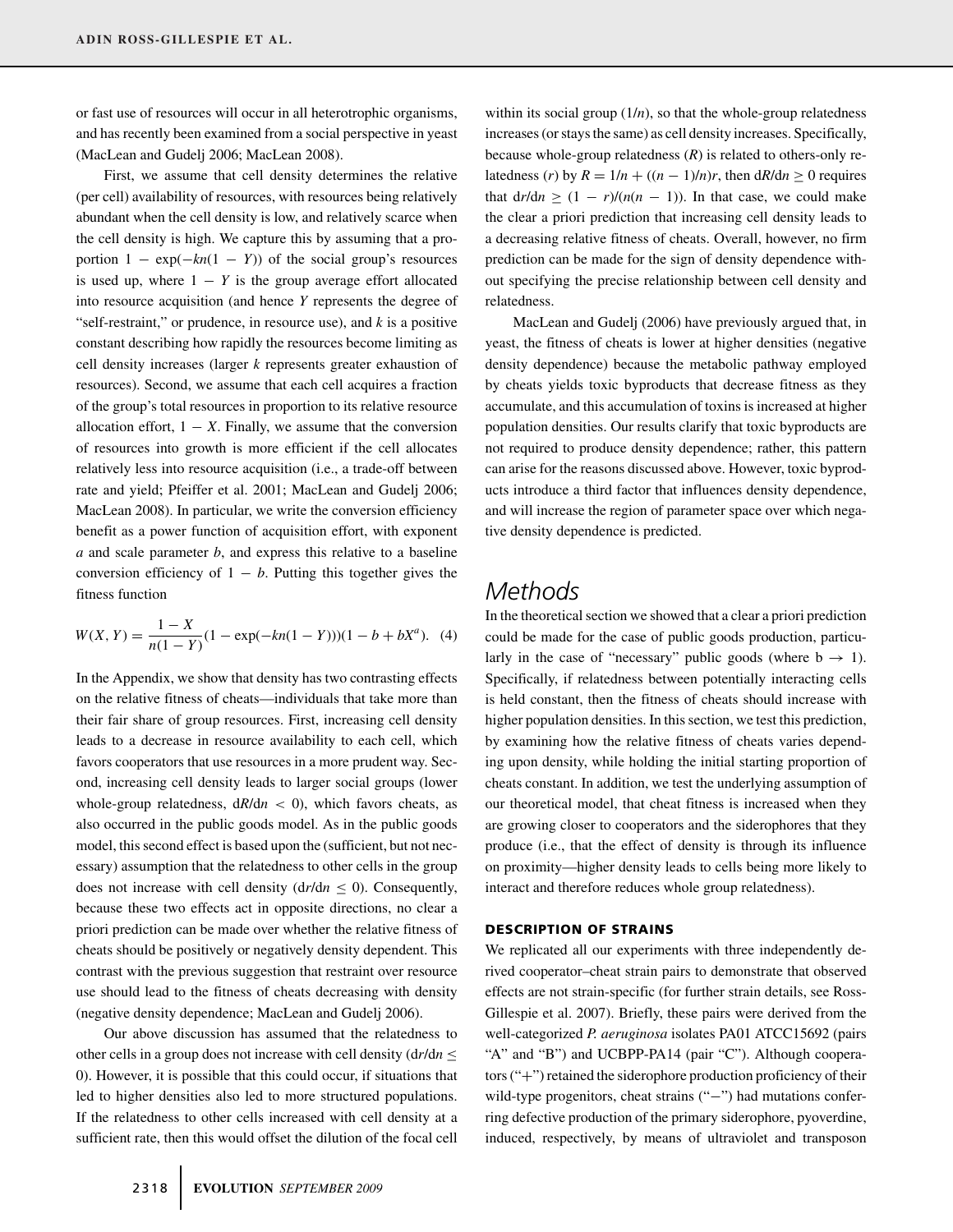or fast use of resources will occur in all heterotrophic organisms, and has recently been examined from a social perspective in yeast (MacLean and Gudelj 2006; MacLean 2008).

First, we assume that cell density determines the relative (per cell) availability of resources, with resources being relatively abundant when the cell density is low, and relatively scarce when the cell density is high. We capture this by assuming that a proportion $1 - \exp(-kn(1 - Y))$ of the social group's resources is used up, where $1 - Y$ is the group average effort allocated into resource acquisition (and hence $Y$ represents the degree of "self-restraint," or prudence, in resource use), and $k$ is a positive constant describing how rapidly the resources become limiting as cell density increases (larger $k$ represents greater exhaustion of resources). Second, we assume that each cell acquires a fraction of the group's total resources in proportion to its relative resource allocation effort, $1 - X$. Finally, we assume that the conversion of resources into growth is more efficient if the cell allocates relatively less into resource acquisition (i.e., a trade-off between rate and yield; Pfeiffer et al. 2001; MacLean and Gudelj 2006; MacLean 2008). In particular, we write the conversion efficiency benefit as a power function of acquisition effort, with exponent $a$ and scale parameter $b$, and express this relative to a baseline conversion efficiency of $1 - b$. Putting this together gives the fitness function

$$W(X, Y) = \frac{1 - X}{n(1 - Y)}(1 - \exp(-kn(1 - Y)))(1 - b + bX^a). \quad (4)$$

In the Appendix, we show that density has two contrasting effects on the relative fitness of cheats—individuals that take more than their fair share of group resources. First, increasing cell density leads to a decrease in resource availability to each cell, which favors cooperators that use resources in a more prudent way. Second, increasing cell density leads to larger social groups (lower whole-group relatedness, $dR/dn < 0$), which favors cheats, as also occurred in the public goods model. As in the public goods model, this second effect is based upon the (sufficient, but not necessary) assumption that the relatedness to other cells in the group does not increase with cell density ($dr/dn \leq 0$). Consequently, because these two effects act in opposite directions, no clear a priori prediction can be made over whether the relative fitness of cheats should be positively or negatively density dependent. This contrast with the previous suggestion that restraint over resource use should lead to the fitness of cheats decreasing with density (negative density dependence; MacLean and Gudelj 2006).

Our above discussion has assumed that the relatedness to other cells in a group does not increase with cell density ($dr/dn \leq 0$). However, it is possible that this could occur, if situations that led to higher densities also led to more structured populations. If the relatedness to other cells increased with cell density at a sufficient rate, then this would offset the dilution of the focal cell within its social group ($1/n$), so that the whole-group relatedness increases (or stays the same) as cell density increases. Specifically, because whole-group relatedness ($R$) is related to others-only relatedness ($r$) by $R = 1/n + ((n - 1)/n)r$, then $dR/dn \geq 0$ requires that $dr/dn \geq (1 - r)/(n(n - 1))$. In that case, we could make the clear a priori prediction that increasing cell density leads to a decreasing relative fitness of cheats. Overall, however, no firm prediction can be made for the sign of density dependence without specifying the precise relationship between cell density and relatedness.

MacLean and Gudelj (2006) have previously argued that, in yeast, the fitness of cheats is lower at higher densities (negative density dependence) because the metabolic pathway employed by cheats yields toxic byproducts that decrease fitness as they accumulate, and this accumulation of toxins is increased at higher population densities. Our results clarify that toxic byproducts are not required to produce density dependence; rather, this pattern can arise for the reasons discussed above. However, toxic byproducts introduce a third factor that influences density dependence, and will increase the region of parameter space over which negative density dependence is predicted.

# Methods

In the theoretical section we showed that a clear a priori prediction could be made for the case of public goods production, particularly in the case of "necessary" public goods (where $b \to 1$). Specifically, if relatedness between potentially interacting cells is held constant, then the fitness of cheats should increase with higher population densities. In this section, we test this prediction, by examining how the relative fitness of cheats varies depending upon density, while holding the initial starting proportion of cheats constant. In addition, we test the underlying assumption of our theoretical model, that cheat fitness is increased when they are growing closer to cooperators and the siderophores that they produce (i.e., that the effect of density is through its influence on proximity—higher density leads to cells being more likely to interact and therefore reduces whole group relatedness).

## DESCRIPTION OF STRAINS

We replicated all our experiments with three independently derived cooperator–cheat strain pairs to demonstrate that observed effects are not strain-specific (for further strain details, see Ross-Gillespie et al. 2007). Briefly, these pairs were derived from the well-categorized *P. aeruginosa* isolates PA01 ATCC15692 (pairs "A" and "B") and UCBPP-PA14 (pair "C"). Although cooperators ("+") retained the siderophore production proficiency of their wild-type progenitors, cheat strains ("−") had mutations conferring defective production of the primary siderophore, pyoverdine, induced, respectively, by means of ultraviolet and transposon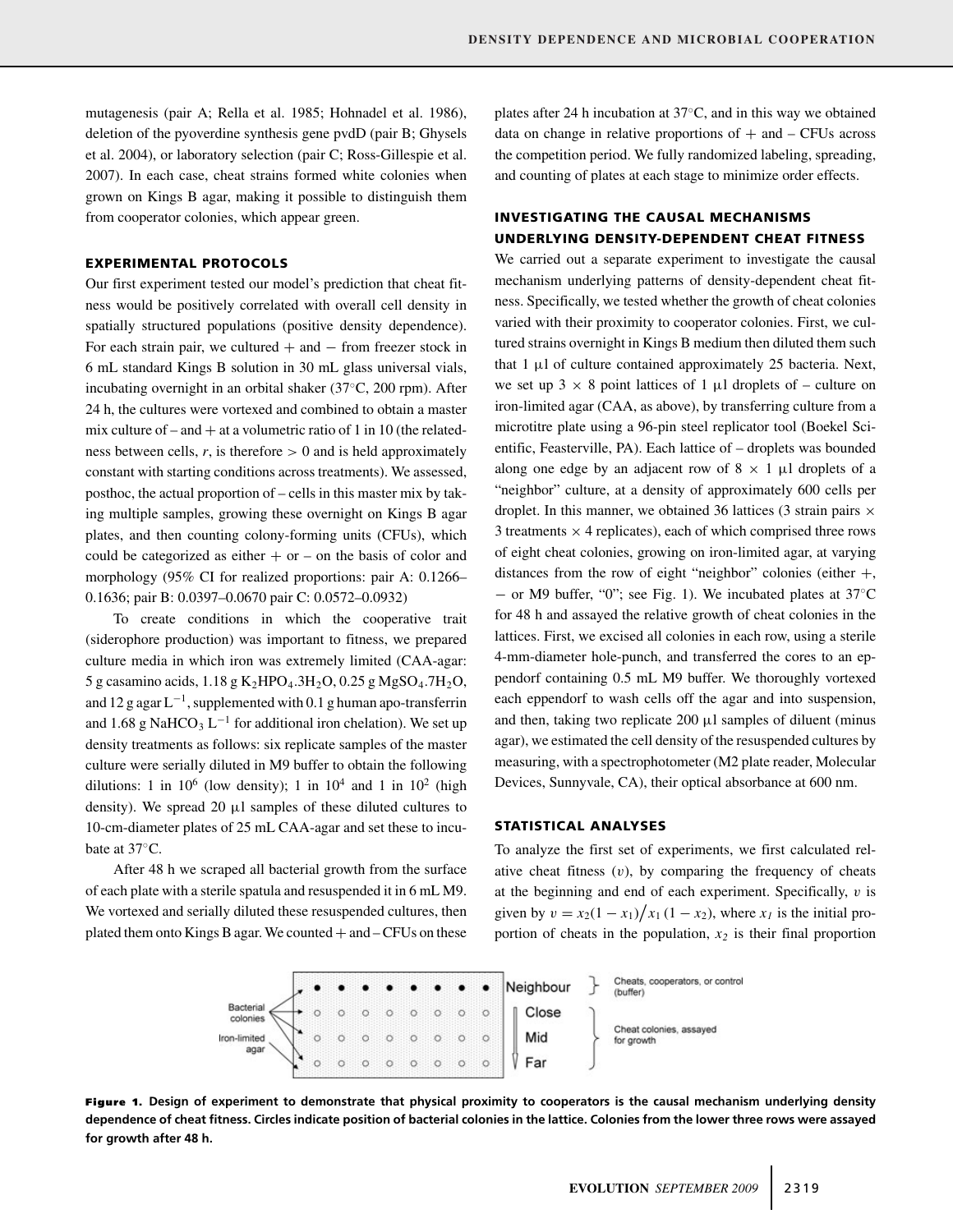mutagenesis (pair A; Rella et al. 1985; Hohnadel et al. 1986), deletion of the pyoverdine synthesis gene pvdD (pair B; Ghysels et al. 2004), or laboratory selection (pair C; Ross-Gillespie et al. 2007). In each case, cheat strains formed white colonies when grown on Kings B agar, making it possible to distinguish them from cooperator colonies, which appear green.

### EXPERIMENTAL PROTOCOLS

Our first experiment tested our model's prediction that cheat fitness would be positively correlated with overall cell density in spatially structured populations (positive density dependence). For each strain pair, we cultured + and − from freezer stock in 6 mL standard Kings B solution in 30 mL glass universal vials, incubating overnight in an orbital shaker (37°C, 200 rpm). After 24 h, the cultures were vortexed and combined to obtain a master mix culture of – and + at a volumetric ratio of 1 in 10 (the relatedness between cells, *r*, is therefore > 0 and is held approximately constant with starting conditions across treatments). We assessed, posthoc, the actual proportion of – cells in this master mix by taking multiple samples, growing these overnight on Kings B agar plates, and then counting colony-forming units (CFUs), which could be categorized as either + or – on the basis of color and morphology (95% CI for realized proportions: pair A: 0.1266–0.1636; pair B: 0.0397–0.0670 pair C: 0.0572–0.0932)

To create conditions in which the cooperative trait (siderophore production) was important to fitness, we prepared culture media in which iron was extremely limited (CAA-agar: 5 g casamino acids, 1.18 g $K_2HPO_4.3H_2O$, 0.25 g $MgSO_4.7H_2O$, and 12 g agar $L^{-1}$, supplemented with 0.1 g human apo-transferrin and 1.68 g $NaHCO_3$ $L^{-1}$ for additional iron chelation). We set up density treatments as follows: six replicate samples of the master culture were serially diluted in M9 buffer to obtain the following dilutions: 1 in $10^6$ (low density); 1 in $10^4$ and 1 in $10^2$ (high density). We spread 20 μl samples of these diluted cultures to 10-cm-diameter plates of 25 mL CAA-agar and set these to incubate at 37°C.

After 48 h we scraped all bacterial growth from the surface of each plate with a sterile spatula and resuspended it in 6 mL M9. We vortexed and serially diluted these resuspended cultures, then plated them onto Kings B agar. We counted + and – CFUs on these plates after 24 h incubation at 37°C, and in this way we obtained data on change in relative proportions of + and – CFUs across the competition period. We fully randomized labeling, spreading, and counting of plates at each stage to minimize order effects.

### INVESTIGATING THE CAUSAL MECHANISMS UNDERLYING DENSITY-DEPENDENT CHEAT FITNESS

We carried out a separate experiment to investigate the causal mechanism underlying patterns of density-dependent cheat fitness. Specifically, we tested whether the growth of cheat colonies varied with their proximity to cooperator colonies. First, we cultured strains overnight in Kings B medium then diluted them such that 1 μl of culture contained approximately 25 bacteria. Next, we set up 3 × 8 point lattices of 1 μl droplets of – culture on iron-limited agar (CAA, as above), by transferring culture from a microtitre plate using a 96-pin steel replicator tool (Boekel Scientific, Feasterville, PA). Each lattice of – droplets was bounded along one edge by an adjacent row of 8 × 1 μl droplets of a "neighbor" culture, at a density of approximately 600 cells per droplet. In this manner, we obtained 36 lattices (3 strain pairs × 3 treatments × 4 replicates), each of which comprised three rows of eight cheat colonies, growing on iron-limited agar, at varying distances from the row of eight "neighbor" colonies (either +, − or M9 buffer, "0"; see Fig. 1). We incubated plates at 37°C for 48 h and assayed the relative growth of cheat colonies in the lattices. First, we excised all colonies in each row, using a sterile 4-mm-diameter hole-punch, and transferred the cores to an eppendorf containing 0.5 mL M9 buffer. We thoroughly vortexed each eppendorf to wash cells off the agar and into suspension, and then, taking two replicate 200 μl samples of diluent (minus agar), we estimated the cell density of the resuspended cultures by measuring, with a spectrophotometer (M2 plate reader, Molecular Devices, Sunnyvale, CA), their optical absorbance at 600 nm.

### STATISTICAL ANALYSES

To analyze the first set of experiments, we first calculated relative cheat fitness ($v$), by comparing the frequency of cheats at the beginning and end of each experiment. Specifically, $v$ is given by $v = x_2(1 - x_1)/x_1(1 - x_2)$, where $x_1$ is the initial proportion of cheats in the population, $x_2$ is their final proportion

**Figure 1.** **Design of experiment to demonstrate that physical proximity to cooperators is the causal mechanism underlying density dependence of cheat fitness. Circles indicate position of bacterial colonies in the lattice. Colonies from the lower three rows were assayed for growth after 48 h.**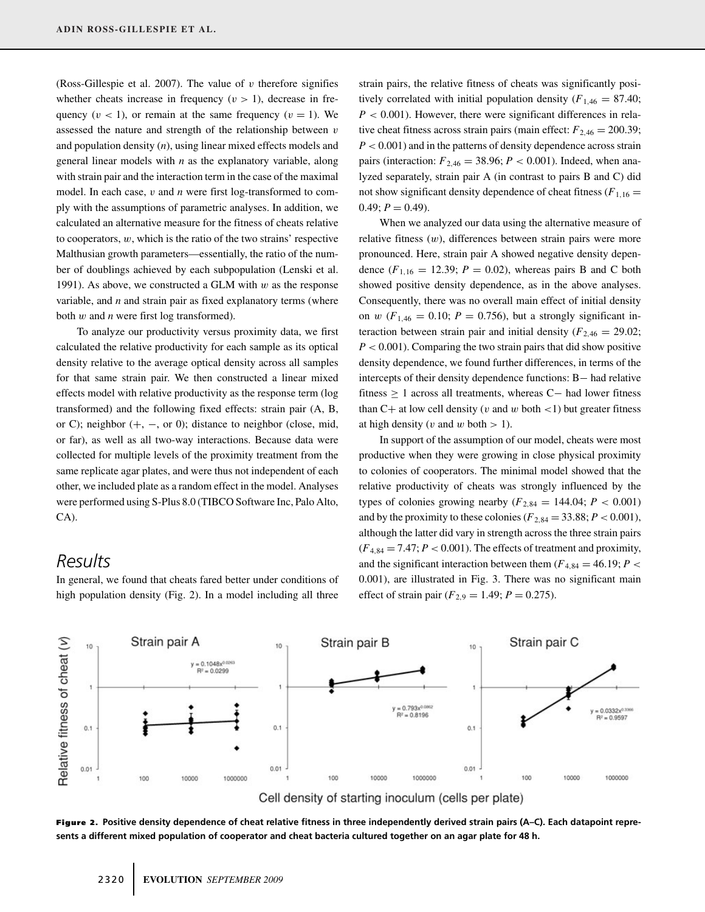(Ross-Gillespie et al. 2007). The value of $v$ therefore signifies whether cheats increase in frequency ($v > 1$), decrease in frequency ($v < 1$), or remain at the same frequency ($v = 1$). We assessed the nature and strength of the relationship between $v$ and population density ($n$), using linear mixed effects models and general linear models with $n$ as the explanatory variable, along with strain pair and the interaction term in the case of the maximal model. In each case, $v$ and $n$ were first log-transformed to comply with the assumptions of parametric analyses. In addition, we calculated an alternative measure for the fitness of cheats relative to cooperators, $w$, which is the ratio of the two strains' respective Malthusian growth parameters—essentially, the ratio of the number of doublings achieved by each subpopulation (Lenski et al. 1991). As above, we constructed a GLM with $w$ as the response variable, and $n$ and strain pair as fixed explanatory terms (where both $w$ and $n$ were first log transformed).

To analyze our productivity versus proximity data, we first calculated the relative productivity for each sample as its optical density relative to the average optical density across all samples for that same strain pair. We then constructed a linear mixed effects model with relative productivity as the response term (log transformed) and the following fixed effects: strain pair (A, B, or C); neighbor (+, −, or 0); distance to neighbor (close, mid, or far), as well as all two-way interactions. Because data were collected for multiple levels of the proximity treatment from the same replicate agar plates, and were thus not independent of each other, we included plate as a random effect in the model. Analyses were performed using S-Plus 8.0 (TIBCO Software Inc, Palo Alto, CA).

## Results

In general, we found that cheats fared better under conditions of high population density (Fig. 2). In a model including all three strain pairs, the relative fitness of cheats was significantly positively correlated with initial population density ($F_{1,46} = 87.40$; $P < 0.001$). However, there were significant differences in relative cheat fitness across strain pairs (main effect: $F_{2,46} = 200.39$; $P < 0.001$) and in the patterns of density dependence across strain pairs (interaction: $F_{2,46} = 38.96$; $P < 0.001$). Indeed, when analyzed separately, strain pair A (in contrast to pairs B and C) did not show significant density dependence of cheat fitness ($F_{1,16} = 0.49$; $P = 0.49$).

When we analyzed our data using the alternative measure of relative fitness ($w$), differences between strain pairs were more pronounced. Here, strain pair A showed negative density dependence ($F_{1,16} = 12.39$; $P = 0.02$), whereas pairs B and C both showed positive density dependence, as in the above analyses. Consequently, there was no overall main effect of initial density on $w$ ($F_{1,46} = 0.10$; $P = 0.756$), but a strongly significant interaction between strain pair and initial density ($F_{2,46} = 29.02$; $P < 0.001$). Comparing the two strain pairs that did show positive density dependence, we found further differences, in terms of the intercepts of their density dependence functions: B− had relative fitness $\geq 1$ across all treatments, whereas C− had lower fitness than C+ at low cell density ($v$ and $w$ both $<1$) but greater fitness at high density ($v$ and $w$ both $> 1$).

In support of the assumption of our model, cheats were most productive when they were growing in close physical proximity to colonies of cooperators. The minimal model showed that the relative productivity of cheats was strongly influenced by the types of colonies growing nearby ($F_{2,84} = 144.04$; $P < 0.001$) and by the proximity to these colonies ($F_{2,84} = 33.88$; $P < 0.001$), although the latter did vary in strength across the three strain pairs ($F_{4,84} = 7.47$; $P < 0.001$). The effects of treatment and proximity, and the significant interaction between them ($F_{4,84} = 46.19$; $P < 0.001$), are illustrated in Fig. 3. There was no significant main effect of strain pair ($F_{2,9} = 1.49$; $P = 0.275$).

**Figure 2.** Positive density dependence of cheat relative fitness in three independently derived strain pairs (A–C). Each datapoint represents a different mixed population of cooperator and cheat bacteria cultured together on an agar plate for 48 h.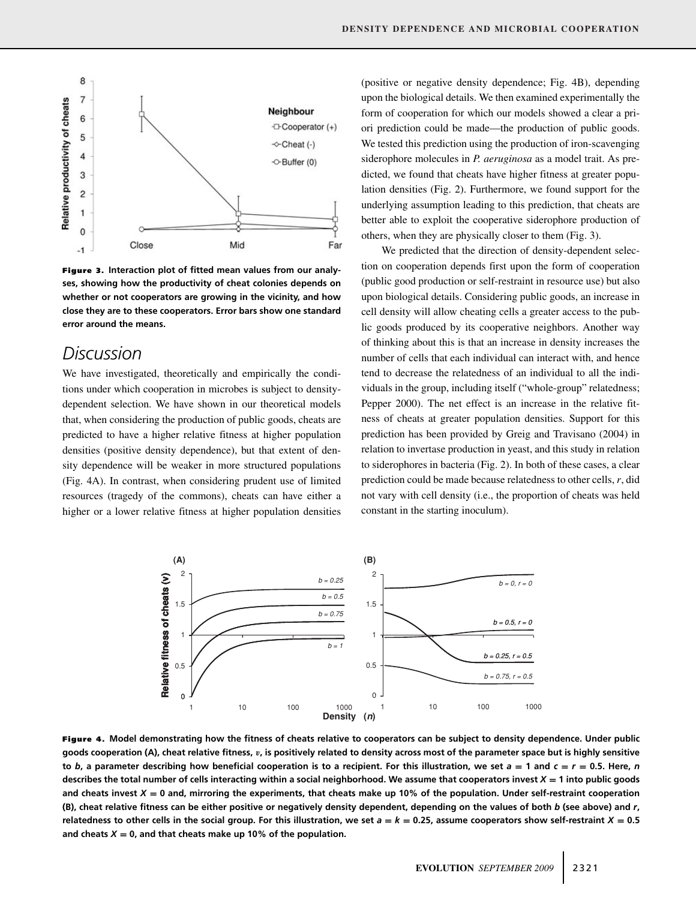**Figure 3.** Interaction plot of fitted mean values from our analyses, showing how the productivity of cheat colonies depends on whether or not cooperators are growing in the vicinity, and how close they are to these cooperators. Error bars show one standard error around the means.

## Discussion

We have investigated, theoretically and empirically the conditions under which cooperation in microbes is subject to density-dependent selection. We have shown in our theoretical models that, when considering the production of public goods, cheats are predicted to have a higher relative fitness at higher population densities (positive density dependence), but that extent of density dependence will be weaker in more structured populations (Fig. 4A). In contrast, when considering prudent use of limited resources (tragedy of the commons), cheats can have either a higher or a lower relative fitness at higher population densities (positive or negative density dependence; Fig. 4B), depending upon the biological details. We then examined experimentally the form of cooperation for which our models showed a clear a priori prediction could be made—the production of public goods. We tested this prediction using the production of iron-scavenging siderophore molecules in *P. aeruginosa* as a model trait. As predicted, we found that cheats have higher fitness at greater population densities (Fig. 2). Furthermore, we found support for the underlying assumption leading to this prediction, that cheats are better able to exploit the cooperative siderophore production of others, when they are physically closer to them (Fig. 3).

We predicted that the direction of density-dependent selection on cooperation depends first upon the form of cooperation (public good production or self-restraint in resource use) but also upon biological details. Considering public goods, an increase in cell density will allow cheating cells a greater access to the public goods produced by its cooperative neighbors. Another way of thinking about this is that an increase in density increases the number of cells that each individual can interact with, and hence tend to decrease the relatedness of an individual to all the individuals in the group, including itself ("whole-group" relatedness; Pepper 2000). The net effect is an increase in the relative fitness of cheats at greater population densities. Support for this prediction has been provided by Greig and Travisano (2004) in relation to invertase production in yeast, and this study in relation to siderophores in bacteria (Fig. 2). In both of these cases, a clear prediction could be made because relatedness to other cells, $r$, did not vary with cell density (i.e., the proportion of cheats was held constant in the starting inoculum).

**Figure 4.** Model demonstrating how the fitness of cheats relative to cooperators can be subject to density dependence. Under public goods cooperation (A), cheat relative fitness, $v$, is positively related to density across most of the parameter space but is highly sensitive to $b$, a parameter describing how beneficial cooperation is to a recipient. For this illustration, we set $a = 1$ and $c = r = 0.5$. Here, $n$ describes the total number of cells interacting within a social neighborhood. We assume that cooperators invest $X = 1$ into public goods and cheats invest $X = 0$ and, mirroring the experiments, that cheats make up 10% of the population. Under self-restraint cooperation (B), cheat relative fitness can be either positive or negatively density dependent, depending on the values of both $b$ (see above) and $r$, relatedness to other cells in the social group. For this illustration, we set $a = k = 0.25$, assume cooperators show self-restraint $X = 0.5$ and cheats $X = 0$, and that cheats make up 10% of the population.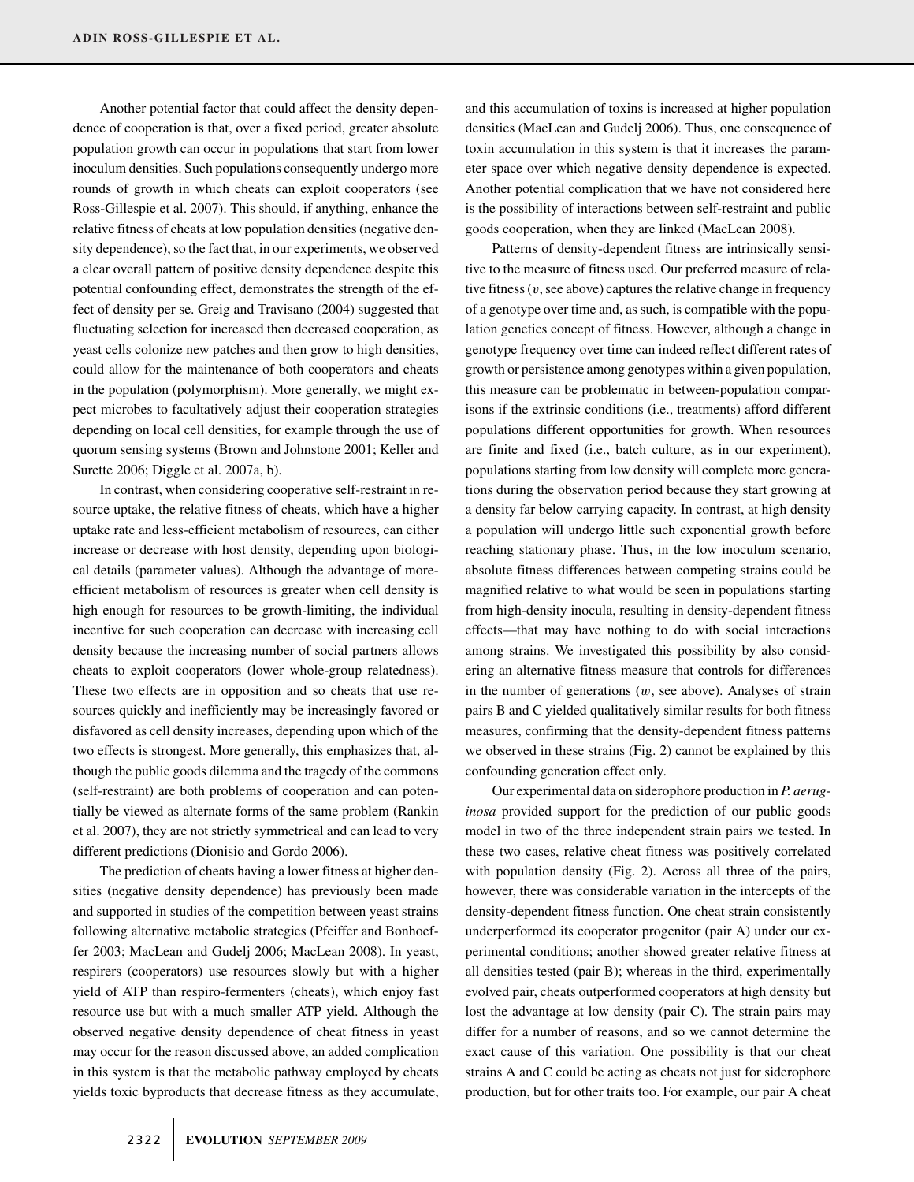Another potential factor that could affect the density dependence of cooperation is that, over a fixed period, greater absolute population growth can occur in populations that start from lower inoculum densities. Such populations consequently undergo more rounds of growth in which cheats can exploit cooperators (see Ross-Gillespie et al. 2007). This should, if anything, enhance the relative fitness of cheats at low population densities (negative density dependence), so the fact that, in our experiments, we observed a clear overall pattern of positive density dependence despite this potential confounding effect, demonstrates the strength of the effect of density per se. Greig and Travisano (2004) suggested that fluctuating selection for increased then decreased cooperation, as yeast cells colonize new patches and then grow to high densities, could allow for the maintenance of both cooperators and cheats in the population (polymorphism). More generally, we might expect microbes to facultatively adjust their cooperation strategies depending on local cell densities, for example through the use of quorum sensing systems (Brown and Johnstone 2001; Keller and Surette 2006; Diggle et al. 2007a, b).

In contrast, when considering cooperative self-restraint in resource uptake, the relative fitness of cheats, which have a higher uptake rate and less-efficient metabolism of resources, can either increase or decrease with host density, depending upon biological details (parameter values). Although the advantage of more-efficient metabolism of resources is greater when cell density is high enough for resources to be growth-limiting, the individual incentive for such cooperation can decrease with increasing cell density because the increasing number of social partners allows cheats to exploit cooperators (lower whole-group relatedness). These two effects are in opposition and so cheats that use resources quickly and inefficiently may be increasingly favored or disfavored as cell density increases, depending upon which of the two effects is strongest. More generally, this emphasizes that, although the public goods dilemma and the tragedy of the commons (self-restraint) are both problems of cooperation and can potentially be viewed as alternate forms of the same problem (Rankin et al. 2007), they are not strictly symmetrical and can lead to very different predictions (Dionisio and Gordo 2006).

The prediction of cheats having a lower fitness at higher densities (negative density dependence) has previously been made and supported in studies of the competition between yeast strains following alternative metabolic strategies (Pfeiffer and Bonhoeffer 2003; MacLean and Gudelj 2006; MacLean 2008). In yeast, respirers (cooperators) use resources slowly but with a higher yield of ATP than respiro-fermenters (cheats), which enjoy fast resource use but with a much smaller ATP yield. Although the observed negative density dependence of cheat fitness in yeast may occur for the reason discussed above, an added complication in this system is that the metabolic pathway employed by cheats yields toxic byproducts that decrease fitness as they accumulate, and this accumulation of toxins is increased at higher population densities (MacLean and Gudelj 2006). Thus, one consequence of toxin accumulation in this system is that it increases the parameter space over which negative density dependence is expected. Another potential complication that we have not considered here is the possibility of interactions between self-restraint and public goods cooperation, when they are linked (MacLean 2008).

Patterns of density-dependent fitness are intrinsically sensitive to the measure of fitness used. Our preferred measure of relative fitness ($v$, see above) captures the relative change in frequency of a genotype over time and, as such, is compatible with the population genetics concept of fitness. However, although a change in genotype frequency over time can indeed reflect different rates of growth or persistence among genotypes within a given population, this measure can be problematic in between-population comparisons if the extrinsic conditions (i.e., treatments) afford different populations different opportunities for growth. When resources are finite and fixed (i.e., batch culture, as in our experiment), populations starting from low density will complete more generations during the observation period because they start growing at a density far below carrying capacity. In contrast, at high density a population will undergo little such exponential growth before reaching stationary phase. Thus, in the low inoculum scenario, absolute fitness differences between competing strains could be magnified relative to what would be seen in populations starting from high-density inocula, resulting in density-dependent fitness effects—that may have nothing to do with social interactions among strains. We investigated this possibility by also considering an alternative fitness measure that controls for differences in the number of generations ($w$, see above). Analyses of strain pairs B and C yielded qualitatively similar results for both fitness measures, confirming that the density-dependent fitness patterns we observed in these strains (Fig. 2) cannot be explained by this confounding generation effect only.

Our experimental data on siderophore production in *P. aeruginosa* provided support for the prediction of our public goods model in two of the three independent strain pairs we tested. In these two cases, relative cheat fitness was positively correlated with population density (Fig. 2). Across all three of the pairs, however, there was considerable variation in the intercepts of the density-dependent fitness function. One cheat strain consistently underperformed its cooperator progenitor (pair A) under our experimental conditions; another showed greater relative fitness at all densities tested (pair B); whereas in the third, experimentally evolved pair, cheats outperformed cooperators at high density but lost the advantage at low density (pair C). The strain pairs may differ for a number of reasons, and so we cannot determine the exact cause of this variation. One possibility is that our cheat strains A and C could be acting as cheats not just for siderophore production, but for other traits too. For example, our pair A cheat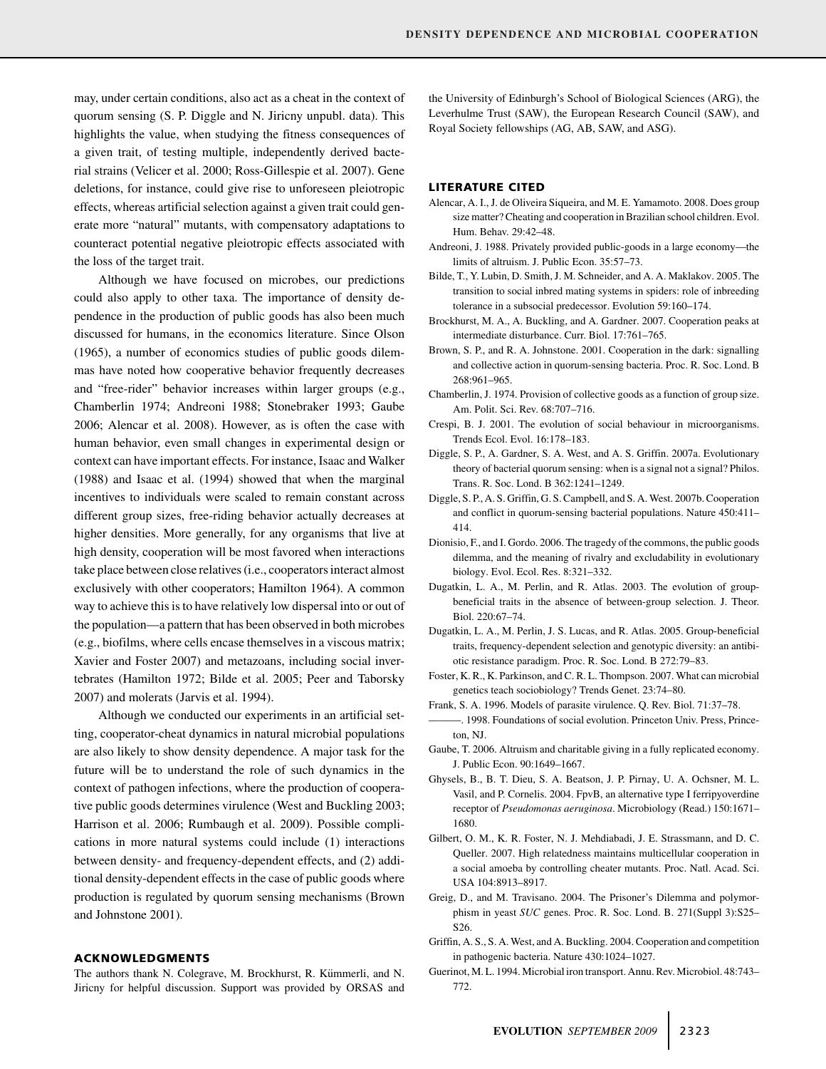may, under certain conditions, also act as a cheat in the context of quorum sensing (S. P. Diggle and N. Jiricny unpubl. data). This highlights the value, when studying the fitness consequences of a given trait, of testing multiple, independently derived bacterial strains (Velicer et al. 2000; Ross-Gillespie et al. 2007). Gene deletions, for instance, could give rise to unforeseen pleiotropic effects, whereas artificial selection against a given trait could generate more "natural" mutants, with compensatory adaptations to counteract potential negative pleiotropic effects associated with the loss of the target trait.

Although we have focused on microbes, our predictions could also apply to other taxa. The importance of density dependence in the production of public goods has also been much discussed for humans, in the economics literature. Since Olson (1965), a number of economics studies of public goods dilemmas have noted how cooperative behavior frequently decreases and "free-rider" behavior increases within larger groups (e.g., Chamberlin 1974; Andreoni 1988; Stonebraker 1993; Gaube 2006; Alencar et al. 2008). However, as is often the case with human behavior, even small changes in experimental design or context can have important effects. For instance, Isaac and Walker (1988) and Isaac et al. (1994) showed that when the marginal incentives to individuals were scaled to remain constant across different group sizes, free-riding behavior actually decreases at higher densities. More generally, for any organisms that live at high density, cooperation will be most favored when interactions take place between close relatives (i.e., cooperators interact almost exclusively with other cooperators; Hamilton 1964). A common way to achieve this is to have relatively low dispersal into or out of the population—a pattern that has been observed in both microbes (e.g., biofilms, where cells encase themselves in a viscous matrix; Xavier and Foster 2007) and metazoans, including social invertebrates (Hamilton 1972; Bilde et al. 2005; Peer and Taborsky 2007) and molerats (Jarvis et al. 1994).

Although we conducted our experiments in an artificial setting, cooperator-cheat dynamics in natural microbial populations are also likely to show density dependence. A major task for the future will be to understand the role of such dynamics in the context of pathogen infections, where the production of cooperative public goods determines virulence (West and Buckling 2003; Harrison et al. 2006; Rumbaugh et al. 2009). Possible complications in more natural systems could include (1) interactions between density- and frequency-dependent effects, and (2) additional density-dependent effects in the case of public goods where production is regulated by quorum sensing mechanisms (Brown and Johnstone 2001).

## ACKNOWLEDGMENTS

The authors thank N. Colegrave, M. Brockhurst, R. Kümmerli, and N. Jiricny for helpful discussion. Support was provided by ORSAS and the University of Edinburgh's School of Biological Sciences (ARG), the Leverhulme Trust (SAW), the European Research Council (SAW), and Royal Society fellowships (AG, AB, SAW, and ASG).

## LITERATURE CITED

Alencar, A. I., J. de Oliveira Siqueira, and M. E. Yamamoto. 2008. Does group size matter? Cheating and cooperation in Brazilian school children. Evol. Hum. Behav. 29:42–48.

Andreoni, J. 1988. Privately provided public-goods in a large economy—the limits of altruism. J. Public Econ. 35:57–73.

Bilde, T., Y. Lubin, D. Smith, J. M. Schneider, and A. A. Maklakov. 2005. The transition to social inbred mating systems in spiders: role of inbreeding tolerance in a subsocial predecessor. Evolution 59:160–174.

Brockhurst, M. A., A. Buckling, and A. Gardner. 2007. Cooperation peaks at intermediate disturbance. Curr. Biol. 17:761–765.

Brown, S. P., and R. A. Johnstone. 2001. Cooperation in the dark: signalling and collective action in quorum-sensing bacteria. Proc. R. Soc. Lond. B 268:961–965.

Chamberlin, J. 1974. Provision of collective goods as a function of group size. Am. Polit. Sci. Rev. 68:707–716.

Crespi, B. J. 2001. The evolution of social behaviour in microorganisms. Trends Ecol. Evol. 16:178–183.

Diggle, S. P., A. Gardner, S. A. West, and A. S. Griffin. 2007a. Evolutionary theory of bacterial quorum sensing: when is a signal not a signal? Philos. Trans. R. Soc. Lond. B 362:1241–1249.

Diggle, S. P., A. S. Griffin, G. S. Campbell, and S. A. West. 2007b. Cooperation and conflict in quorum-sensing bacterial populations. Nature 450:411–414.

Dionisio, F., and I. Gordo. 2006. The tragedy of the commons, the public goods dilemma, and the meaning of rivalry and excludability in evolutionary biology. Evol. Ecol. Res. 8:321–332.

Dugatkin, L. A., M. Perlin, and R. Atlas. 2003. The evolution of group-beneficial traits in the absence of between-group selection. J. Theor. Biol. 220:67–74.

Dugatkin, L. A., M. Perlin, J. S. Lucas, and R. Atlas. 2005. Group-beneficial traits, frequency-dependent selection and genotypic diversity: an antibiotic resistance paradigm. Proc. R. Soc. Lond. B 272:79–83.

Foster, K. R., K. Parkinson, and C. R. L. Thompson. 2007. What can microbial genetics teach sociobiology? Trends Genet. 23:74–80.

Frank, S. A. 1996. Models of parasite virulence. Q. Rev. Biol. 71:37–78.

———. 1998. Foundations of social evolution. Princeton Univ. Press, Princeton, NJ.

Gaube, T. 2006. Altruism and charitable giving in a fully replicated economy. J. Public Econ. 90:1649–1667.

Ghysels, B., B. T. Dieu, S. A. Beatson, J. P. Pirnay, U. A. Ochsner, M. L. Vasil, and P. Cornelis. 2004. FpvB, an alternative type I ferripyoverdine receptor of *Pseudomonas aeruginosa*. Microbiology (Read.) 150:1671–1680.

Gilbert, O. M., K. R. Foster, N. J. Mehdiabadi, J. E. Strassmann, and D. C. Queller. 2007. High relatedness maintains multicellular cooperation in a social amoeba by controlling cheater mutants. Proc. Natl. Acad. Sci. USA 104:8913–8917.

Greig, D., and M. Travisano. 2004. The Prisoner's Dilemma and polymorphism in yeast *SUC* genes. Proc. R. Soc. Lond. B. 271(Suppl 3):S25–S26.

Griffin, A. S., S. A. West, and A. Buckling. 2004. Cooperation and competition in pathogenic bacteria. Nature 430:1024–1027.

Guerinot, M. L. 1994. Microbial iron transport. Annu. Rev. Microbiol. 48:743–772.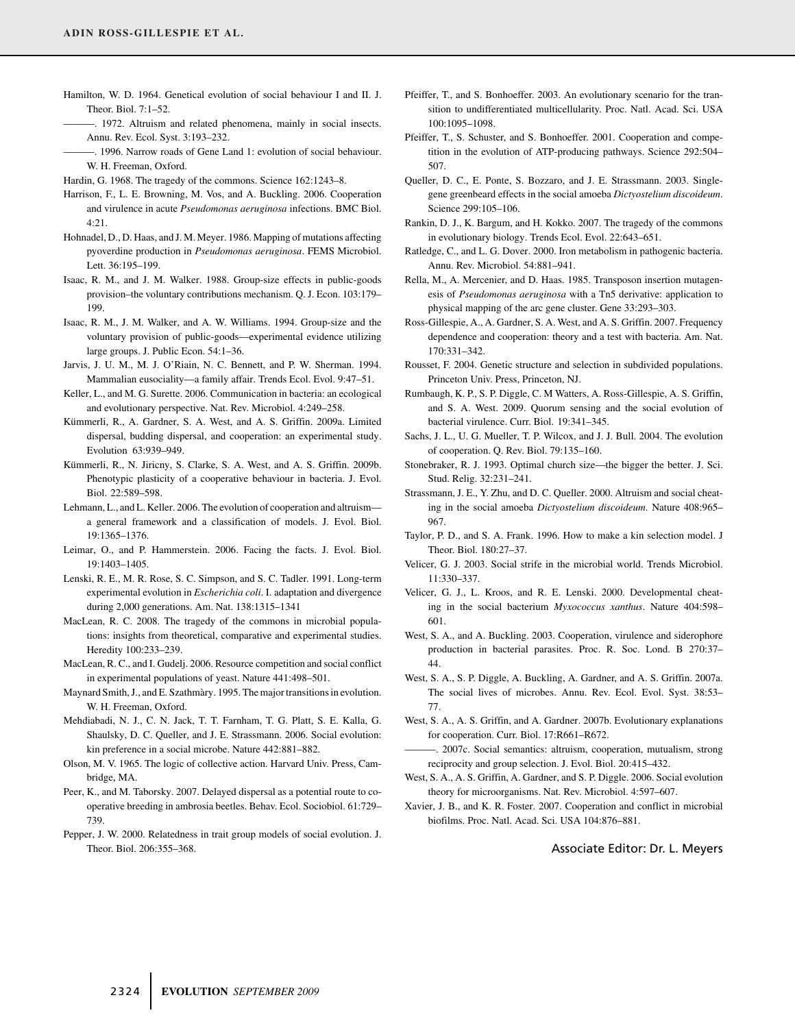Hamilton, W. D. 1964. Genetical evolution of social behaviour I and II. J. Theor. Biol. 7:1–52.

———. 1972. Altruism and related phenomena, mainly in social insects. Annu. Rev. Ecol. Syst. 3:193–232.

———. 1996. Narrow roads of Gene Land 1: evolution of social behaviour. W. H. Freeman, Oxford.

Hardin, G. 1968. The tragedy of the commons. Science 162:1243–8.

Harrison, F., L. E. Browning, M. Vos, and A. Buckling. 2006. Cooperation and virulence in acute *Pseudomonas aeruginosa* infections. BMC Biol. 4:21.

Hohnadel, D., D. Haas, and J. M. Meyer. 1986. Mapping of mutations affecting pyoverdine production in *Pseudomonas aeruginosa*. FEMS Microbiol. Lett. 36:195–199.

Isaac, R. M., and J. M. Walker. 1988. Group-size effects in public-goods provision–the voluntary contributions mechanism. Q. J. Econ. 103:179–199.

Isaac, R. M., J. M. Walker, and A. W. Williams. 1994. Group-size and the voluntary provision of public-goods—experimental evidence utilizing large groups. J. Public Econ. 54:1–36.

Jarvis, J. U. M., M. J. O'Riain, N. C. Bennett, and P. W. Sherman. 1994. Mammalian eusociality—a family affair. Trends Ecol. Evol. 9:47–51.

Keller, L., and M. G. Surette. 2006. Communication in bacteria: an ecological and evolutionary perspective. Nat. Rev. Microbiol. 4:249–258.

Kümmerli, R., A. Gardner, S. A. West, and A. S. Griffin. 2009a. Limited dispersal, budding dispersal, and cooperation: an experimental study. Evolution 63:939–949.

Kümmerli, R., N. Jiricny, S. Clarke, S. A. West, and A. S. Griffin. 2009b. Phenotypic plasticity of a cooperative behaviour in bacteria. J. Evol. Biol. 22:589–598.

Lehmann, L., and L. Keller. 2006. The evolution of cooperation and altruism—a general framework and a classification of models. J. Evol. Biol. 19:1365–1376.

Leimar, O., and P. Hammerstein. 2006. Facing the facts. J. Evol. Biol. 19:1403–1405.

Lenski, R. E., M. R. Rose, S. C. Simpson, and S. C. Tadler. 1991. Long-term experimental evolution in *Escherichia coli*. I. adaptation and divergence during 2,000 generations. Am. Nat. 138:1315–1341

MacLean, R. C. 2008. The tragedy of the commons in microbial populations: insights from theoretical, comparative and experimental studies. Heredity 100:233–239.

MacLean, R. C., and I. Gudelj. 2006. Resource competition and social conflict in experimental populations of yeast. Nature 441:498–501.

Maynard Smith, J., and E. Szathmàry. 1995. The major transitions in evolution. W. H. Freeman, Oxford.

Mehdiabadi, N. J., C. N. Jack, T. T. Farnham, T. G. Platt, S. E. Kalla, G. Shaulsky, D. C. Queller, and J. E. Strassmann. 2006. Social evolution: kin preference in a social microbe. Nature 442:881–882.

Olson, M. V. 1965. The logic of collective action. Harvard Univ. Press, Cambridge, MA.

Peer, K., and M. Taborsky. 2007. Delayed dispersal as a potential route to cooperative breeding in ambrosia beetles. Behav. Ecol. Sociobiol. 61:729–739.

Pepper, J. W. 2000. Relatedness in trait group models of social evolution. J. Theor. Biol. 206:355–368.

Pfeiffer, T., and S. Bonhoeffer. 2003. An evolutionary scenario for the transition to undifferentiated multicellularity. Proc. Natl. Acad. Sci. USA 100:1095–1098.

Pfeiffer, T., S. Schuster, and S. Bonhoeffer. 2001. Cooperation and competition in the evolution of ATP-producing pathways. Science 292:504–507.

Queller, D. C., E. Ponte, S. Bozzaro, and J. E. Strassmann. 2003. Single-gene greenbeard effects in the social amoeba *Dictyostelium discoideum*. Science 299:105–106.

Rankin, D. J., K. Bargum, and H. Kokko. 2007. The tragedy of the commons in evolutionary biology. Trends Ecol. Evol. 22:643–651.

Ratledge, C., and L. G. Dover. 2000. Iron metabolism in pathogenic bacteria. Annu. Rev. Microbiol. 54:881–941.

Rella, M., A. Mercenier, and D. Haas. 1985. Transposon insertion mutagenesis of *Pseudomonas aeruginosa* with a Tn5 derivative: application to physical mapping of the arc gene cluster. Gene 33:293–303.

Ross-Gillespie, A., A. Gardner, S. A. West, and A. S. Griffin. 2007. Frequency dependence and cooperation: theory and a test with bacteria. Am. Nat. 170:331–342.

Rousset, F. 2004. Genetic structure and selection in subdivided populations. Princeton Univ. Press, Princeton, NJ.

Rumbaugh, K. P., S. P. Diggle, C M Watters, A. Ross-Gillespie, A. S. Griffin, and S. A. West. 2009. Quorum sensing and the social evolution of bacterial virulence. Curr. Biol. 19:341–345.

Sachs, J. L., U. G. Mueller, T. P. Wilcox, and J. J. Bull. 2004. The evolution of cooperation. Q. Rev. Biol. 79:135–160.

Stonebraker, R. J. 1993. Optimal church size—the bigger the better. J. Sci. Stud. Relig. 32:231–241.

Strassmann, J. E., Y. Zhu, and D. C. Queller. 2000. Altruism and social cheating in the social amoeba *Dictyostelium discoideum*. Nature 408:965–967.

Taylor, P. D., and S. A. Frank. 1996. How to make a kin selection model. J Theor. Biol. 180:27–37.

Velicer, G. J. 2003. Social strife in the microbial world. Trends Microbiol. 11:330–337.

Velicer, G. J., L. Kroos, and R. E. Lenski. 2000. Developmental cheating in the social bacterium *Myxococcus xanthus*. Nature 404:598–601.

West, S. A., and A. Buckling. 2003. Cooperation, virulence and siderophore production in bacterial parasites. Proc. R. Soc. Lond. B 270:37–44.

West, S. A., S. P. Diggle, A. Buckling, A. Gardner, and A. S. Griffin. 2007a. The social lives of microbes. Annu. Rev. Ecol. Evol. Syst. 38:53–77.

West, S. A., A. S. Griffin, and A. Gardner. 2007b. Evolutionary explanations for cooperation. Curr. Biol. 17:R661–R672.

———. 2007c. Social semantics: altruism, cooperation, mutualism, strong reciprocity and group selection. J. Evol. Biol. 20:415–432.

West, S. A., A. S. Griffin, A. Gardner, and S. P. Diggle. 2006. Social evolution theory for microorganisms. Nat. Rev. Microbiol. 4:597–607.

Xavier, J. B., and K. R. Foster. 2007. Cooperation and conflict in microbial biofilms. Proc. Natl. Acad. Sci. USA 104:876–881.

Associate Editor: Dr. L. Meyers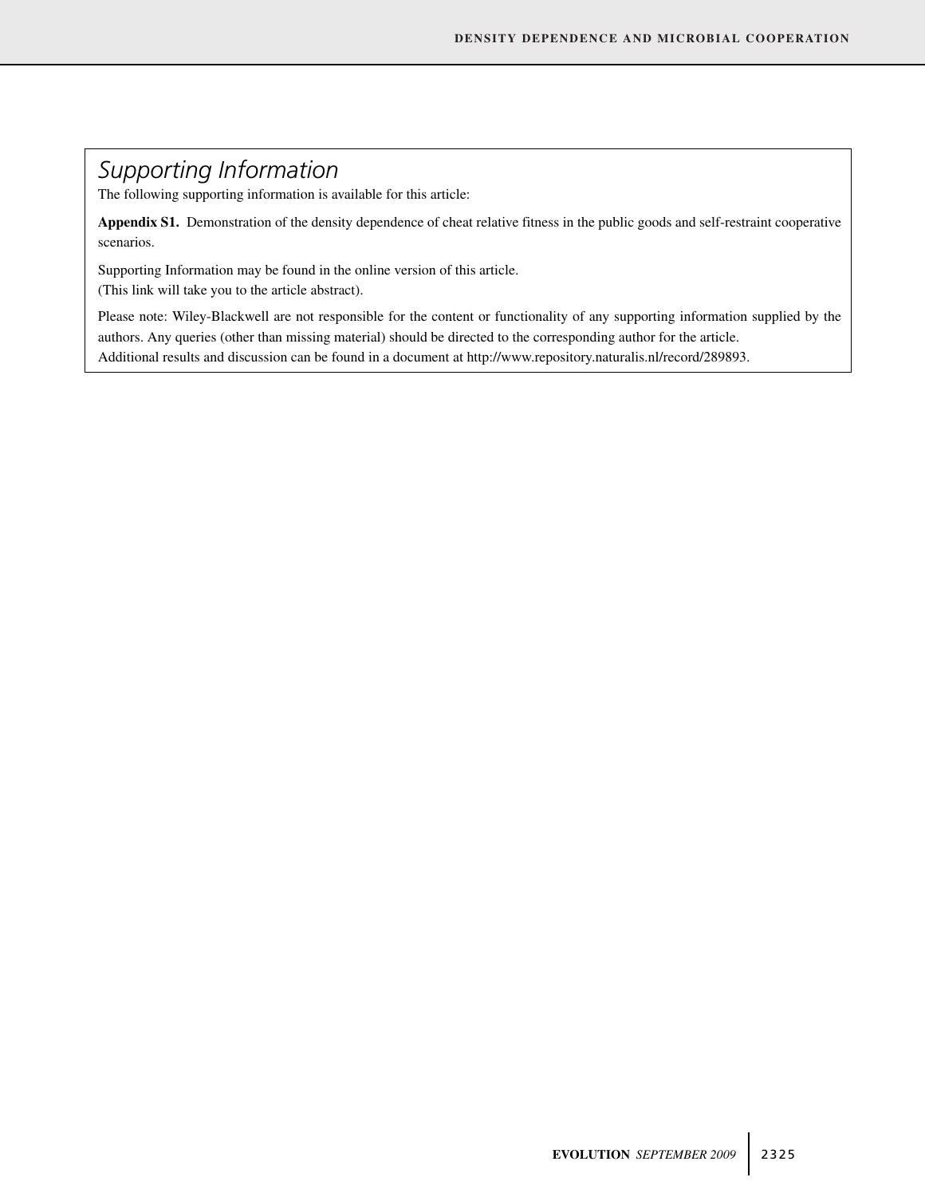## *Supporting Information*

The following supporting information is available for this article:

**Appendix S1.** Demonstration of the density dependence of cheat relative fitness in the public goods and self-restraint cooperative scenarios.

Supporting Information may be found in the online version of this article.
(This link will take you to the article abstract).

Please note: Wiley-Blackwell are not responsible for the content or functionality of any supporting information supplied by the authors. Any queries (other than missing material) should be directed to the corresponding author for the article.
Additional results and discussion can be found in a document at http://www.repository.naturalis.nl/record/289893.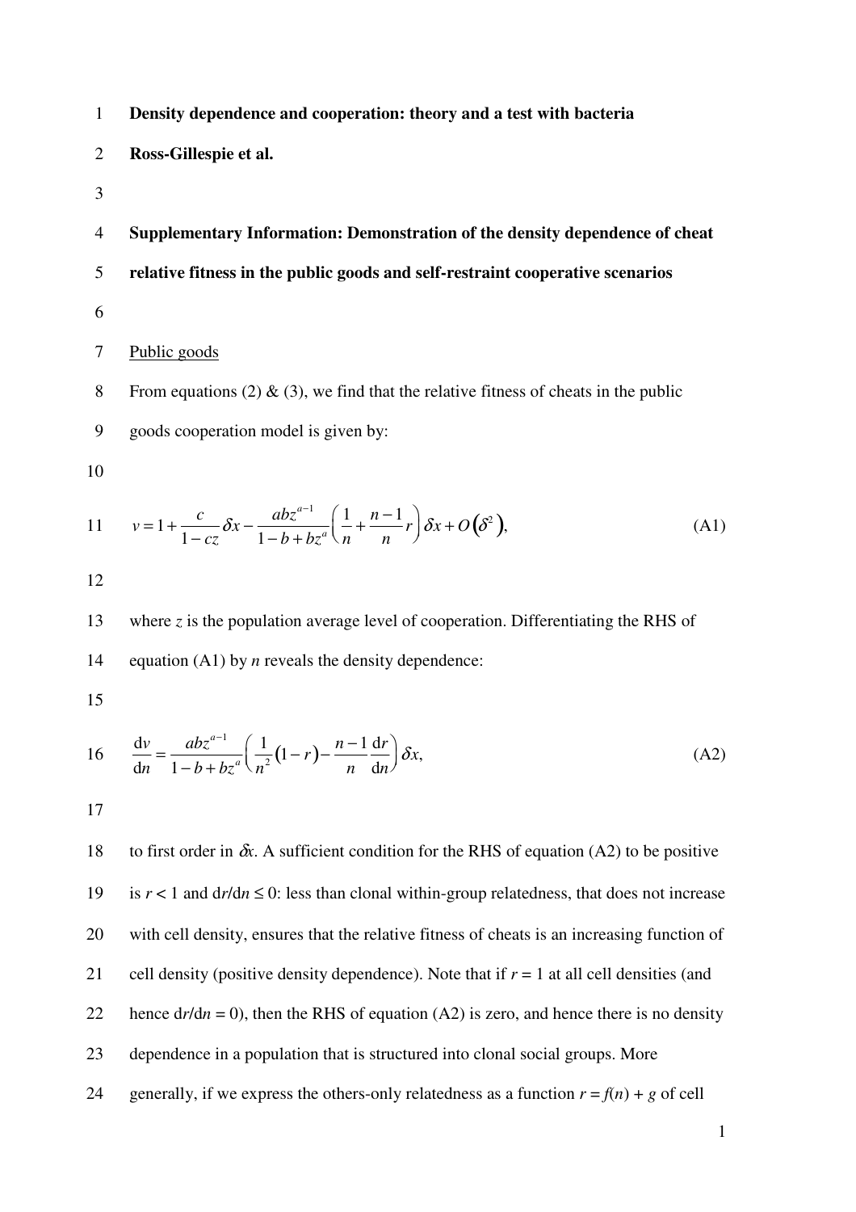**Density dependence and cooperation: theory and a test with bacteria**

**Ross-Gillespie et al.**

**Supplementary Information: Demonstration of the density dependence of cheat relative fitness in the public goods and self-restraint cooperative scenarios**

Public goods

From equations (2) & (3), we find that the relative fitness of cheats in the public goods cooperation model is given by:

$$v = 1 + \frac{c}{1-cz}\delta x - \frac{abz^{a-1}}{1-b+bz^{a}}\left(\frac{1}{n} + \frac{n-1}{n}r\right)\delta x + O\left(\delta^{2}\right), \tag{A1}$$

where $z$ is the population average level of cooperation. Differentiating the RHS of equation (A1) by $n$ reveals the density dependence:

$$\frac{\mathrm{d}v}{\mathrm{d}n} = \frac{abz^{a-1}}{1-b+bz^{a}}\left(\frac{1}{n^{2}}\left(1-r\right) - \frac{n-1}{n}\frac{\mathrm{d}r}{\mathrm{d}n}\right)\delta x, \tag{A2}$$

to first order in $\delta x$. A sufficient condition for the RHS of equation (A2) to be positive is $r < 1$ and $\mathrm{d}r/\mathrm{d}n \leq 0$: less than clonal within-group relatedness, that does not increase with cell density, ensures that the relative fitness of cheats is an increasing function of cell density (positive density dependence). Note that if $r = 1$ at all cell densities (and hence $\mathrm{d}r/\mathrm{d}n = 0$), then the RHS of equation (A2) is zero, and hence there is no density dependence in a population that is structured into clonal social groups. More generally, if we express the others-only relatedness as a function $r = f(n) + g$ of cell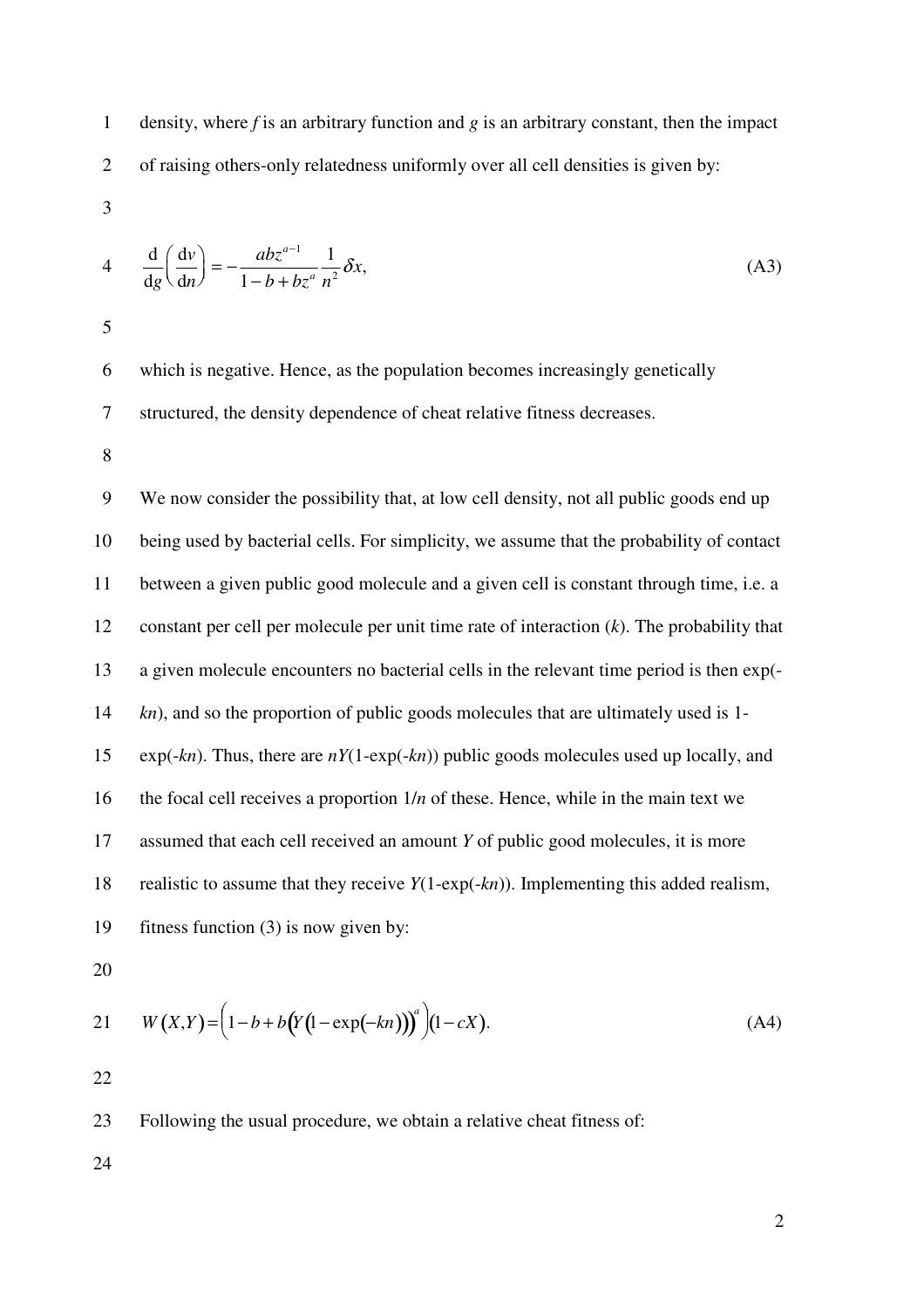density, where $f$ is an arbitrary function and $g$ is an arbitrary constant, then the impact of raising others-only relatedness uniformly over all cell densities is given by:

$$\frac{\mathrm{d}}{\mathrm{d}g}\left(\frac{\mathrm{d}v}{\mathrm{d}n}\right) = -\frac{abz^{a-1}}{1-b+bz^{a}}\frac{1}{n^{2}}\delta x, \tag{A3}$$

which is negative. Hence, as the population becomes increasingly genetically structured, the density dependence of cheat relative fitness decreases.

We now consider the possibility that, at low cell density, not all public goods end up being used by bacterial cells. For simplicity, we assume that the probability of contact between a given public good molecule and a given cell is constant through time, i.e. a constant per cell per molecule per unit time rate of interaction ($k$). The probability that a given molecule encounters no bacterial cells in the relevant time period is then $\exp(-kn)$, and so the proportion of public goods molecules that are ultimately used is $1-\exp(-kn)$. Thus, there are $nY(1-\exp(-kn))$ public goods molecules used up locally, and the focal cell receives a proportion $1/n$ of these. Hence, while in the main text we assumed that each cell received an amount $Y$ of public good molecules, it is more realistic to assume that they receive $Y(1-\exp(-kn))$. Implementing this added realism, fitness function (3) is now given by:

$$W(X,Y) = \left(1-b+b\left(Y\left(1-\exp(-kn)\right)\right)^{a}\right)\left(1-cX\right). \tag{A4}$$

Following the usual procedure, we obtain a relative cheat fitness of: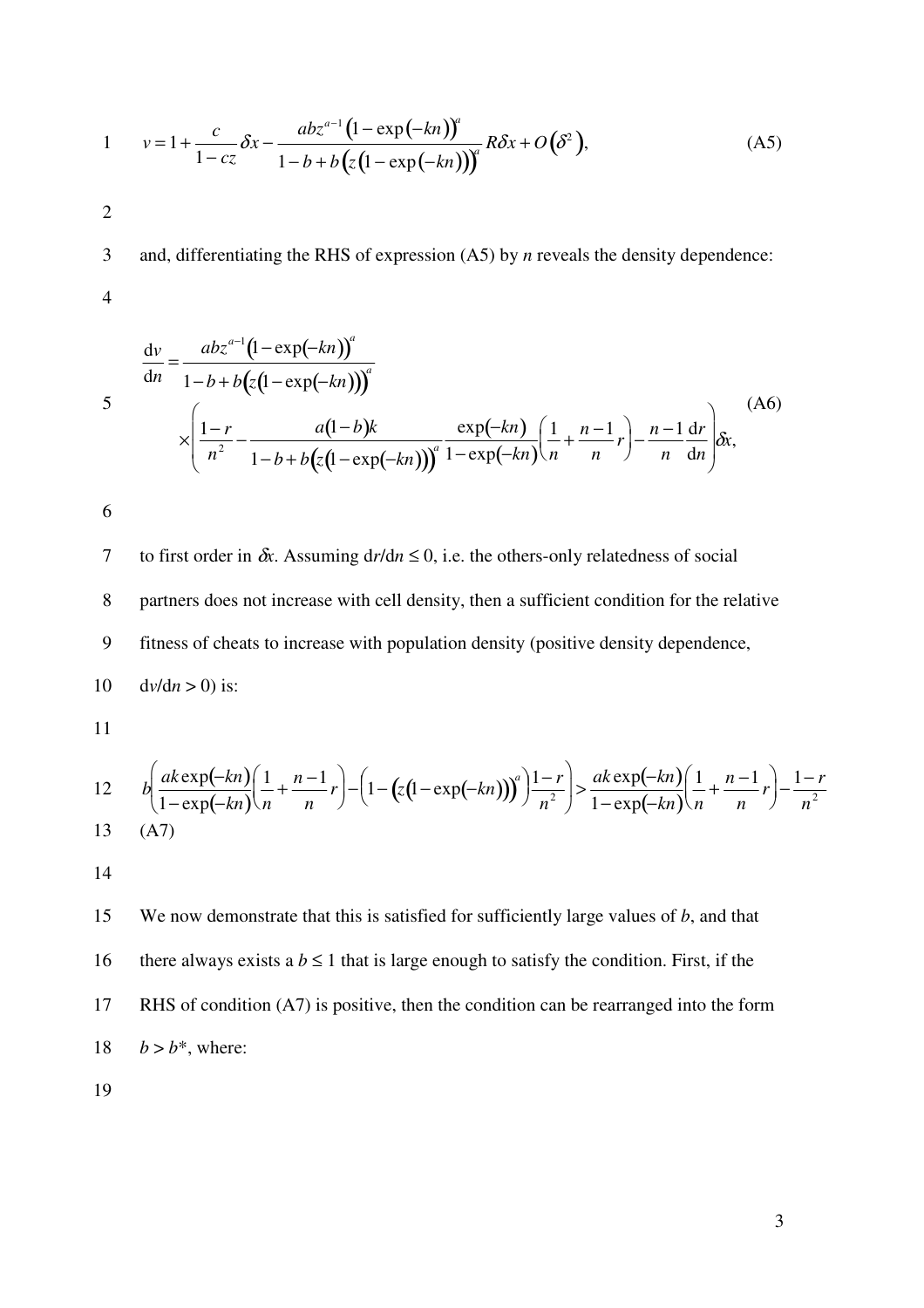$$v = 1 + \frac{c}{1-cz}\delta x - \frac{abz^{a-1}\left(1-\exp(-kn)\right)^{a}}{1-b+b\left(z\left(1-\exp(-kn)\right)\right)^{a}} R\delta x + O\left(\delta^{2}\right), \tag{A5}$$

and, differentiating the RHS of expression (A5) by $n$ reveals the density dependence:

$$\frac{\mathrm{d}v}{\mathrm{d}n} = \frac{abz^{a-1}\left(1-\exp(-kn)\right)^{a}}{1-b+b\left(z\left(1-\exp(-kn)\right)\right)^{a}} \times \left(\frac{1-r}{n^{2}} - \frac{a(1-b)k}{1-b+b\left(z\left(1-\exp(-kn)\right)\right)^{a}} \frac{\exp(-kn)}{1-\exp(-kn)}\left(\frac{1}{n} + \frac{n-1}{n}r\right) - \frac{n-1}{n}\frac{\mathrm{d}r}{\mathrm{d}n}\right)\delta x, \tag{A6}$$

to first order in $\delta x$. Assuming $\mathrm{d}r/\mathrm{d}n \leq 0$, i.e. the others-only relatedness of social partners does not increase with cell density, then a sufficient condition for the relative fitness of cheats to increase with population density (positive density dependence, $\mathrm{d}v/\mathrm{d}n > 0$) is:

$$b\left(\frac{ak\exp(-kn)}{1-\exp(-kn)}\left(\frac{1}{n} + \frac{n-1}{n}r\right) - \left(1 - \left(z\left(1-\exp(-kn)\right)\right)^{a}\right)\frac{1-r}{n^{2}}\right) > \frac{ak\exp(-kn)}{1-\exp(-kn)}\left(\frac{1}{n} + \frac{n-1}{n}r\right) - \frac{1-r}{n^{2}} \tag{A7}$$

We now demonstrate that this is satisfied for sufficiently large values of $b$, and that there always exists a $b \leq 1$ that is large enough to satisfy the condition. First, if the RHS of condition (A7) is positive, then the condition can be rearranged into the form $b > b^*$, where: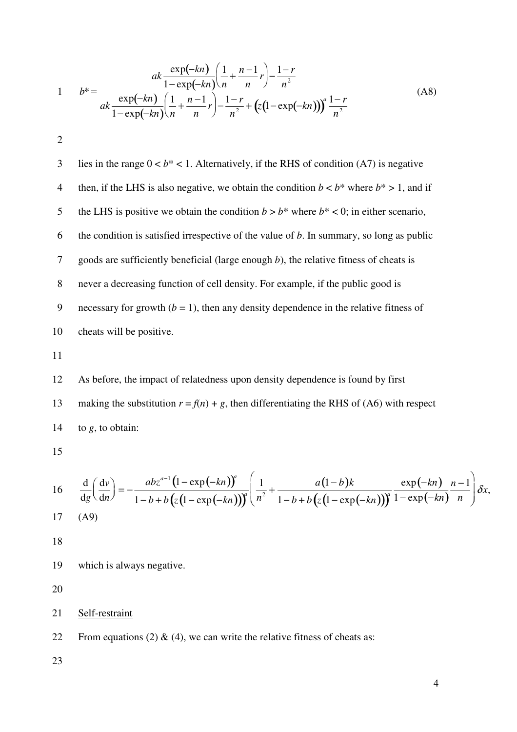$$b^* = \frac{ak\dfrac{\exp(-kn)}{1-\exp(-kn)}\left(\dfrac{1}{n}+\dfrac{n-1}{n}r\right)-\dfrac{1-r}{n^2}}{ak\dfrac{\exp(-kn)}{1-\exp(-kn)}\left(\dfrac{1}{n}+\dfrac{n-1}{n}r\right)-\dfrac{1-r}{n^2}+\left(z\left(1-\exp(-kn)\right)\right)^a\dfrac{1-r}{n^2}} \qquad \text{(A8)}$$

lies in the range $0 < b^* < 1$. Alternatively, if the RHS of condition (A7) is negative then, if the LHS is also negative, we obtain the condition $b < b^*$ where $b^* > 1$, and if the LHS is positive we obtain the condition $b > b^*$ where $b^* < 0$; in either scenario, the condition is satisfied irrespective of the value of $b$. In summary, so long as public goods are sufficiently beneficial (large enough $b$), the relative fitness of cheats is never a decreasing function of cell density. For example, if the public good is necessary for growth ($b = 1$), then any density dependence in the relative fitness of cheats will be positive.

As before, the impact of relatedness upon density dependence is found by first making the substitution $r = f(n) + g$, then differentiating the RHS of (A6) with respect to $g$, to obtain:

$$\frac{\mathrm{d}}{\mathrm{d}g}\left(\frac{\mathrm{d}v}{\mathrm{d}n}\right) = -\frac{abz^{a-1}\left(1-\exp(-kn)\right)^a}{1-b+b\left(z\left(1-\exp(-kn)\right)\right)^a}\left(\frac{1}{n^2}+\frac{a(1-b)k}{1-b+b\left(z\left(1-\exp(-kn)\right)\right)^a}\frac{\exp(-kn)}{1-\exp(-kn)}\frac{n-1}{n}\right)\delta x, \qquad \text{(A9)}$$

which is always negative.

<u>Self-restraint</u>

From equations (2) & (4), we can write the relative fitness of cheats as: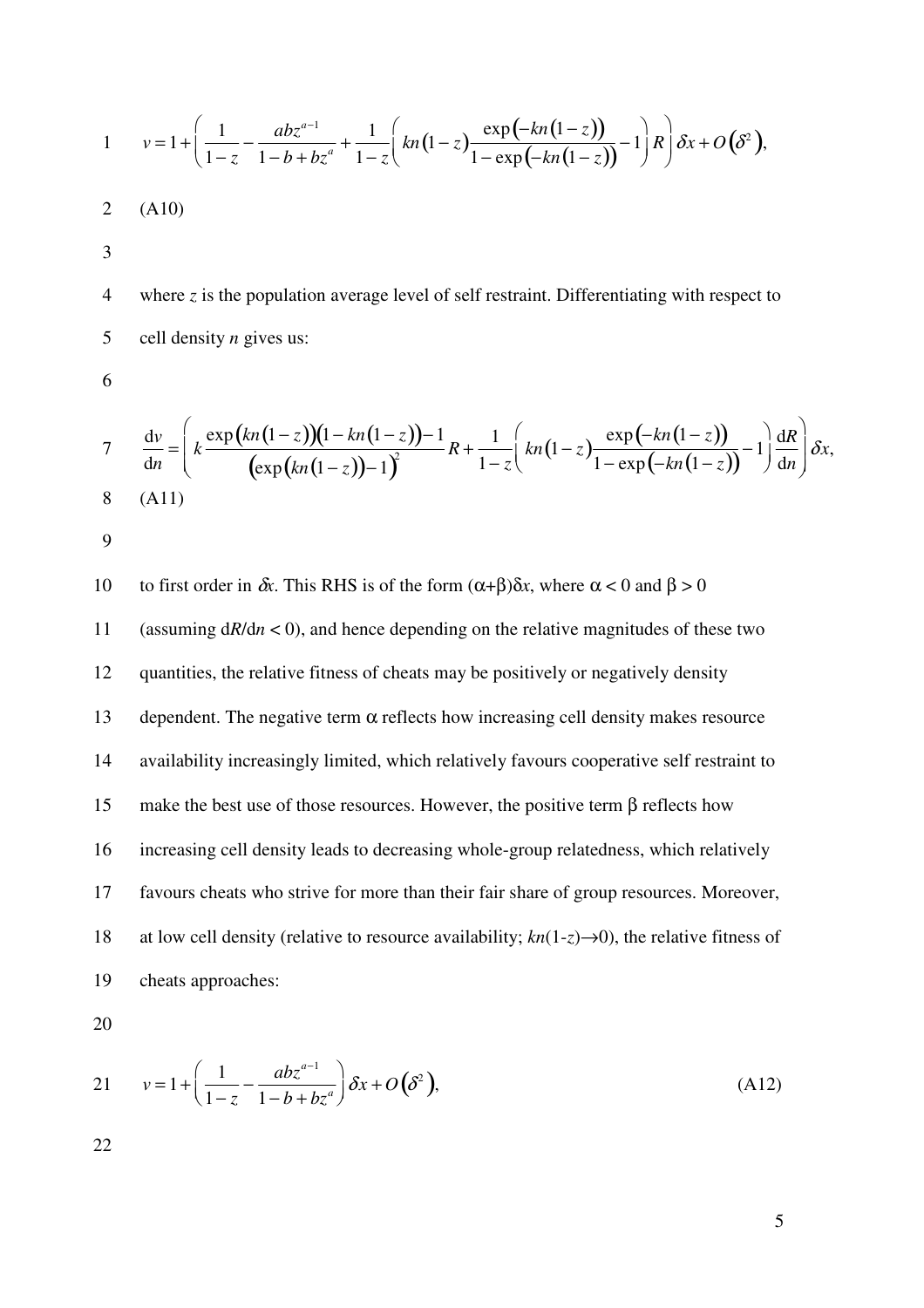$$v = 1 + \left( \frac{1}{1-z} - \frac{abz^{a-1}}{1-b+bz^a} + \frac{1}{1-z}\left( kn(1-z)\frac{\exp(-kn(1-z))}{1-\exp(-kn(1-z))} - 1 \right) R \right) \delta x + O(\delta^2),$$

(A10)

where $z$ is the population average level of self restraint. Differentiating with respect to cell density $n$ gives us:

$$\frac{\mathrm{d}v}{\mathrm{d}n} = \left( k\frac{\exp(kn(1-z))(1-kn(1-z))-1}{(\exp(kn(1-z))-1)^2} R + \frac{1}{1-z}\left( kn(1-z)\frac{\exp(-kn(1-z))}{1-\exp(-kn(1-z))} - 1 \right) \frac{\mathrm{d}R}{\mathrm{d}n} \right) \delta x,$$

(A11)

to first order in $\delta x$. This RHS is of the form $(\alpha+\beta)\delta x$, where $\alpha < 0$ and $\beta > 0$ (assuming $\mathrm{d}R/\mathrm{d}n < 0$), and hence depending on the relative magnitudes of these two quantities, the relative fitness of cheats may be positively or negatively density dependent. The negative term $\alpha$ reflects how increasing cell density makes resource availability increasingly limited, which relatively favours cooperative self restraint to make the best use of those resources. However, the positive term $\beta$ reflects how increasing cell density leads to decreasing whole-group relatedness, which relatively favours cheats who strive for more than their fair share of group resources. Moreover, at low cell density (relative to resource availability; $kn(1\text{-}z)\rightarrow 0$), the relative fitness of cheats approaches:

$$v = 1 + \left( \frac{1}{1-z} - \frac{abz^{a-1}}{1-b+bz^a} \right) \delta x + O(\delta^2), \tag{A12}$$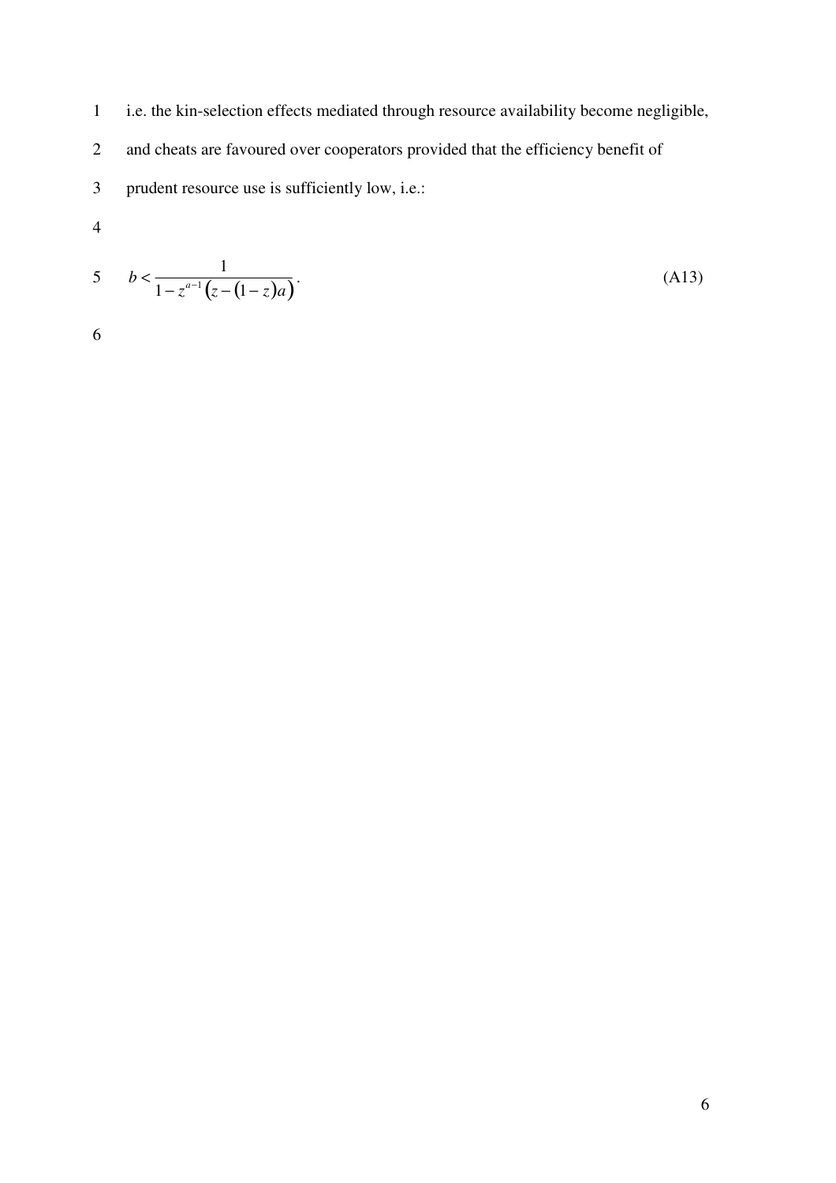i.e. the kin-selection effects mediated through resource availability become negligible, and cheats are favoured over cooperators provided that the efficiency benefit of prudent resource use is sufficiently low, i.e.:

$$b < \frac{1}{1 - z^{a-1}\left(z - (1-z)a\right)}. \tag{A13}$$